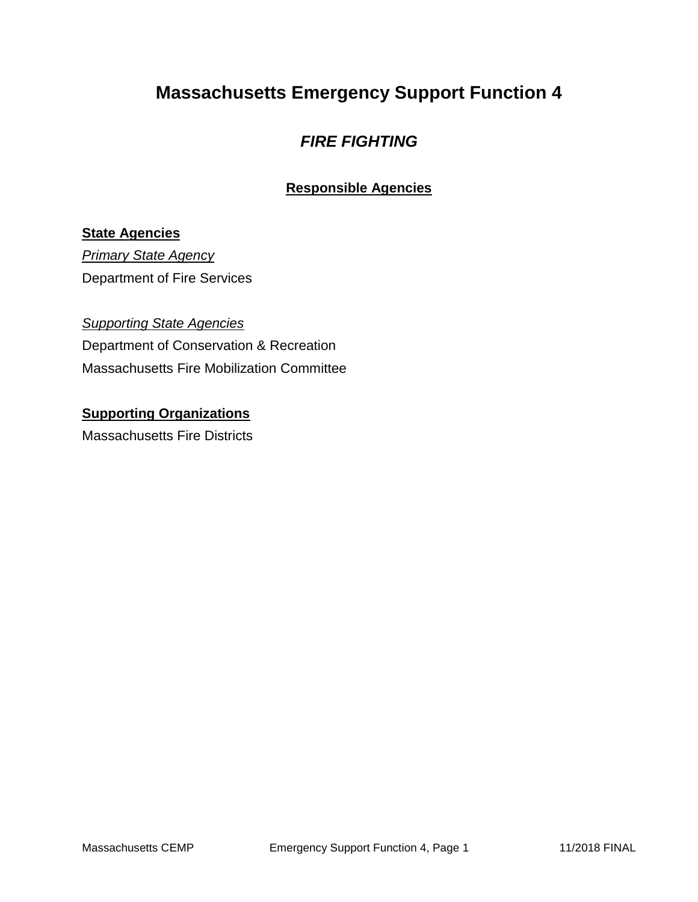# Massachusetts Emergency Support Function 4

## *FIRE FIGHTING*

### Responsible Agencies

**State Agencies**

*Primary State Agency*

Department of Fire Services

*Supporting State Agencies*

Department of Conservation & Recreation

Massachusetts Fire Mobilization Committee

**Supporting Organizations**

Massachusetts Fire Districts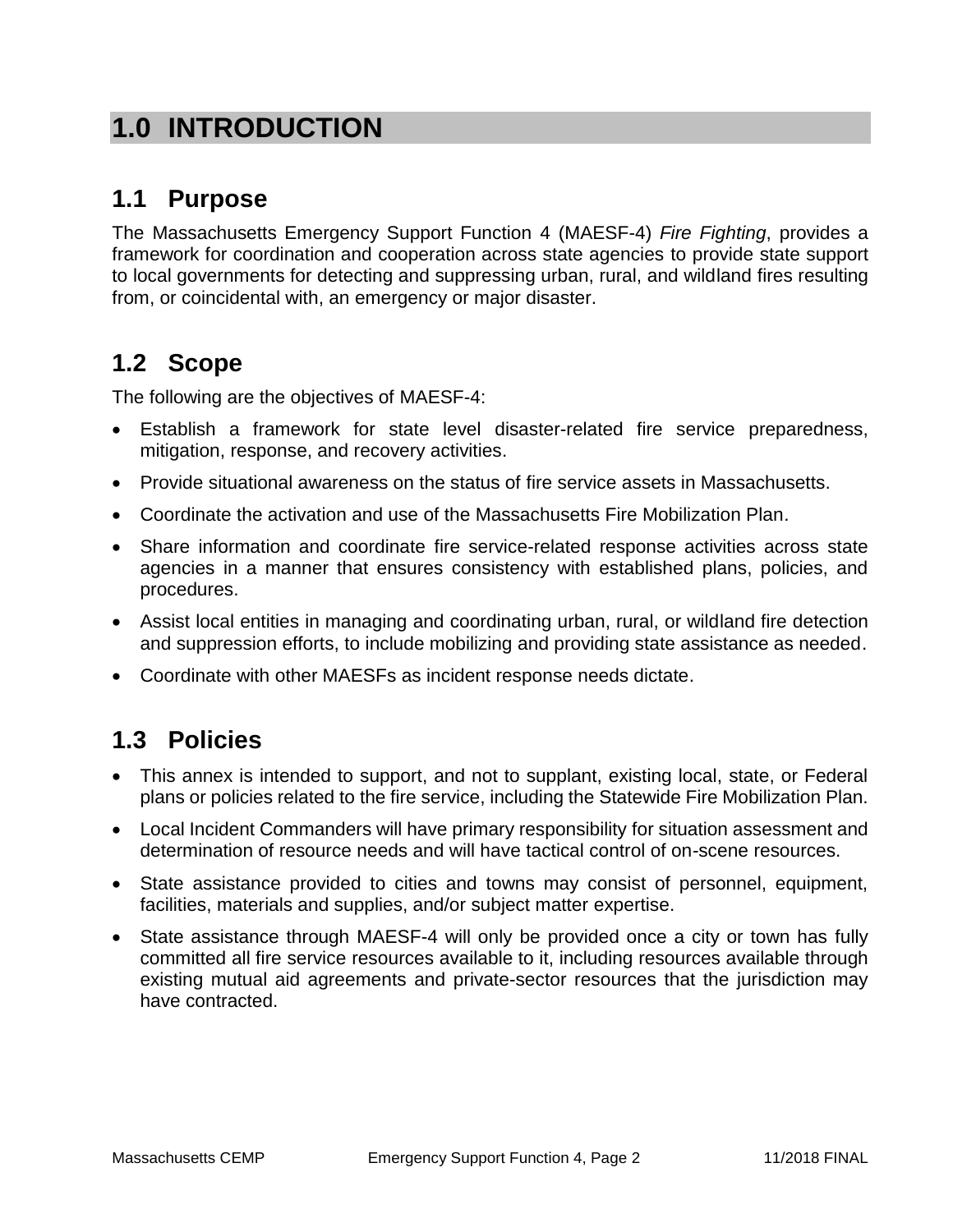# 1.0 INTRODUCTION

## 1.1 Purpose

The Massachusetts Emergency Support Function 4 (MAESF-4) *Fire Fighting*, provides a framework for coordination and cooperation across state agencies to provide state support to local governments for detecting and suppressing urban, rural, and wildland fires resulting from, or coincidental with, an emergency or major disaster.

## 1.2 Scope

The following are the objectives of MAESF-4:

- Establish a framework for state level disaster-related fire service preparedness, mitigation, response, and recovery activities.
- Provide situational awareness on the status of fire service assets in Massachusetts.
- Coordinate the activation and use of the Massachusetts Fire Mobilization Plan.
- Share information and coordinate fire service-related response activities across state agencies in a manner that ensures consistency with established plans, policies, and procedures.
- Assist local entities in managing and coordinating urban, rural, or wildland fire detection and suppression efforts, to include mobilizing and providing state assistance as needed.
- Coordinate with other MAESFs as incident response needs dictate.

## 1.3 Policies

- This annex is intended to support, and not to supplant, existing local, state, or Federal plans or policies related to the fire service, including the Statewide Fire Mobilization Plan.
- Local Incident Commanders will have primary responsibility for situation assessment and determination of resource needs and will have tactical control of on-scene resources.
- State assistance provided to cities and towns may consist of personnel, equipment, facilities, materials and supplies, and/or subject matter expertise.
- State assistance through MAESF-4 will only be provided once a city or town has fully committed all fire service resources available to it, including resources available through existing mutual aid agreements and private-sector resources that the jurisdiction may have contracted.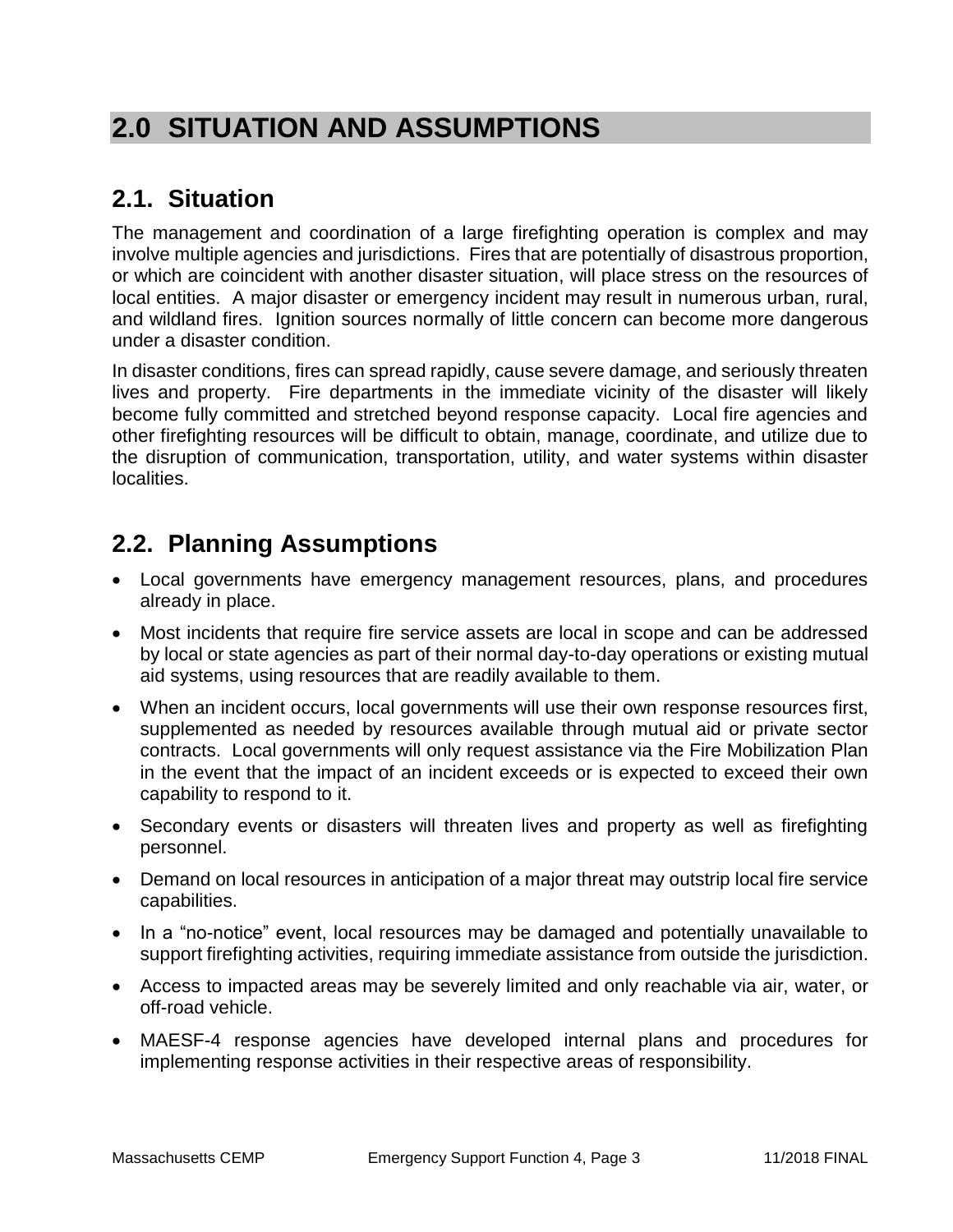# 2.0 SITUATION AND ASSUMPTIONS

## 2.1. Situation

The management and coordination of a large firefighting operation is complex and may involve multiple agencies and jurisdictions. Fires that are potentially of disastrous proportion, or which are coincident with another disaster situation, will place stress on the resources of local entities. A major disaster or emergency incident may result in numerous urban, rural, and wildland fires. Ignition sources normally of little concern can become more dangerous under a disaster condition.

In disaster conditions, fires can spread rapidly, cause severe damage, and seriously threaten lives and property. Fire departments in the immediate vicinity of the disaster will likely become fully committed and stretched beyond response capacity. Local fire agencies and other firefighting resources will be difficult to obtain, manage, coordinate, and utilize due to the disruption of communication, transportation, utility, and water systems within disaster localities.

## 2.2. Planning Assumptions

- Local governments have emergency management resources, plans, and procedures already in place.
- Most incidents that require fire service assets are local in scope and can be addressed by local or state agencies as part of their normal day-to-day operations or existing mutual aid systems, using resources that are readily available to them.
- When an incident occurs, local governments will use their own response resources first, supplemented as needed by resources available through mutual aid or private sector contracts. Local governments will only request assistance via the Fire Mobilization Plan in the event that the impact of an incident exceeds or is expected to exceed their own capability to respond to it.
- Secondary events or disasters will threaten lives and property as well as firefighting personnel.
- Demand on local resources in anticipation of a major threat may outstrip local fire service capabilities.
- In a "no-notice" event, local resources may be damaged and potentially unavailable to support firefighting activities, requiring immediate assistance from outside the jurisdiction.
- Access to impacted areas may be severely limited and only reachable via air, water, or off-road vehicle.
- MAESF-4 response agencies have developed internal plans and procedures for implementing response activities in their respective areas of responsibility.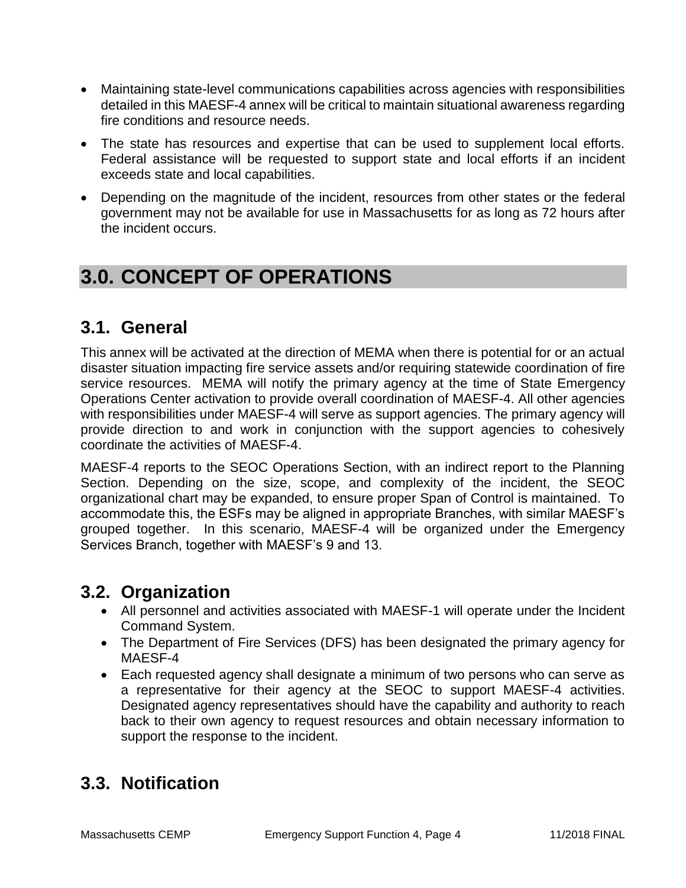- Maintaining state-level communications capabilities across agencies with responsibilities detailed in this MAESF-4 annex will be critical to maintain situational awareness regarding fire conditions and resource needs.
- The state has resources and expertise that can be used to supplement local efforts. Federal assistance will be requested to support state and local efforts if an incident exceeds state and local capabilities.
- Depending on the magnitude of the incident, resources from other states or the federal government may not be available for use in Massachusetts for as long as 72 hours after the incident occurs.

# 3.0. CONCEPT OF OPERATIONS

## 3.1. General

This annex will be activated at the direction of MEMA when there is potential for or an actual disaster situation impacting fire service assets and/or requiring statewide coordination of fire service resources. MEMA will notify the primary agency at the time of State Emergency Operations Center activation to provide overall coordination of MAESF-4. All other agencies with responsibilities under MAESF-4 will serve as support agencies. The primary agency will provide direction to and work in conjunction with the support agencies to cohesively coordinate the activities of MAESF-4.

MAESF-4 reports to the SEOC Operations Section, with an indirect report to the Planning Section. Depending on the size, scope, and complexity of the incident, the SEOC organizational chart may be expanded, to ensure proper Span of Control is maintained. To accommodate this, the ESFs may be aligned in appropriate Branches, with similar MAESF's grouped together. In this scenario, MAESF-4 will be organized under the Emergency Services Branch, together with MAESF's 9 and 13.

## 3.2. Organization

- All personnel and activities associated with MAESF-1 will operate under the Incident Command System.
- The Department of Fire Services (DFS) has been designated the primary agency for MAESF-4
- Each requested agency shall designate a minimum of two persons who can serve as a representative for their agency at the SEOC to support MAESF-4 activities. Designated agency representatives should have the capability and authority to reach back to their own agency to request resources and obtain necessary information to support the response to the incident.

## 3.3. Notification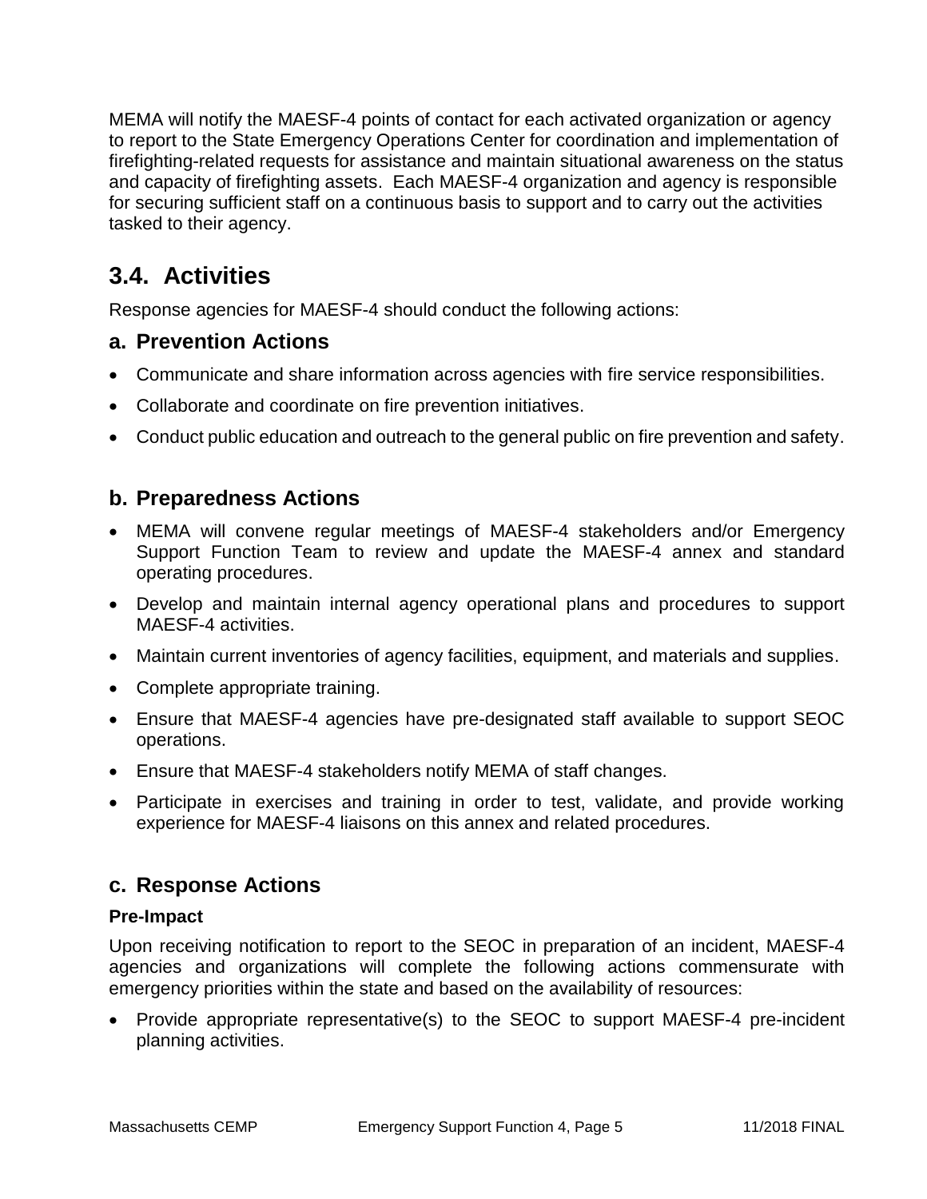MEMA will notify the MAESF-4 points of contact for each activated organization or agency to report to the State Emergency Operations Center for coordination and implementation of firefighting-related requests for assistance and maintain situational awareness on the status and capacity of firefighting assets. Each MAESF-4 organization and agency is responsible for securing sufficient staff on a continuous basis to support and to carry out the activities tasked to their agency.

## 3.4. Activities

Response agencies for MAESF-4 should conduct the following actions:

### a. Prevention Actions

- Communicate and share information across agencies with fire service responsibilities.
- Collaborate and coordinate on fire prevention initiatives.
- Conduct public education and outreach to the general public on fire prevention and safety.

### b. Preparedness Actions

- MEMA will convene regular meetings of MAESF-4 stakeholders and/or Emergency Support Function Team to review and update the MAESF-4 annex and standard operating procedures.
- Develop and maintain internal agency operational plans and procedures to support MAESF-4 activities.
- Maintain current inventories of agency facilities, equipment, and materials and supplies.
- Complete appropriate training.
- Ensure that MAESF-4 agencies have pre-designated staff available to support SEOC operations.
- Ensure that MAESF-4 stakeholders notify MEMA of staff changes.
- Participate in exercises and training in order to test, validate, and provide working experience for MAESF-4 liaisons on this annex and related procedures.

### c. Response Actions

**Pre-Impact**

Upon receiving notification to report to the SEOC in preparation of an incident, MAESF-4 agencies and organizations will complete the following actions commensurate with emergency priorities within the state and based on the availability of resources:

- Provide appropriate representative(s) to the SEOC to support MAESF-4 pre-incident planning activities.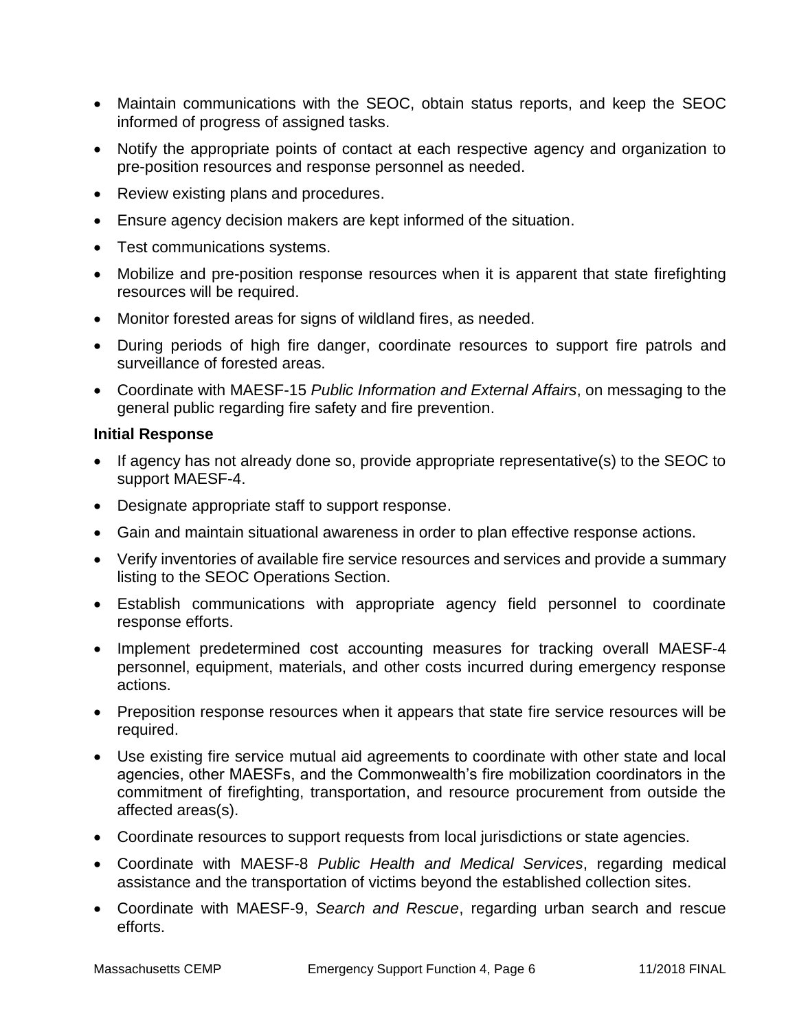- Maintain communications with the SEOC, obtain status reports, and keep the SEOC informed of progress of assigned tasks.
- Notify the appropriate points of contact at each respective agency and organization to pre-position resources and response personnel as needed.
- Review existing plans and procedures.
- Ensure agency decision makers are kept informed of the situation.
- Test communications systems.
- Mobilize and pre-position response resources when it is apparent that state firefighting resources will be required.
- Monitor forested areas for signs of wildland fires, as needed.
- During periods of high fire danger, coordinate resources to support fire patrols and surveillance of forested areas.
- Coordinate with MAESF-15 *Public Information and External Affairs*, on messaging to the general public regarding fire safety and fire prevention.

**Initial Response**

- If agency has not already done so, provide appropriate representative(s) to the SEOC to support MAESF-4.
- Designate appropriate staff to support response.
- Gain and maintain situational awareness in order to plan effective response actions.
- Verify inventories of available fire service resources and services and provide a summary listing to the SEOC Operations Section.
- Establish communications with appropriate agency field personnel to coordinate response efforts.
- Implement predetermined cost accounting measures for tracking overall MAESF-4 personnel, equipment, materials, and other costs incurred during emergency response actions.
- Preposition response resources when it appears that state fire service resources will be required.
- Use existing fire service mutual aid agreements to coordinate with other state and local agencies, other MAESFs, and the Commonwealth's fire mobilization coordinators in the commitment of firefighting, transportation, and resource procurement from outside the affected areas(s).
- Coordinate resources to support requests from local jurisdictions or state agencies.
- Coordinate with MAESF-8 *Public Health and Medical Services*, regarding medical assistance and the transportation of victims beyond the established collection sites.
- Coordinate with MAESF-9, *Search and Rescue*, regarding urban search and rescue efforts.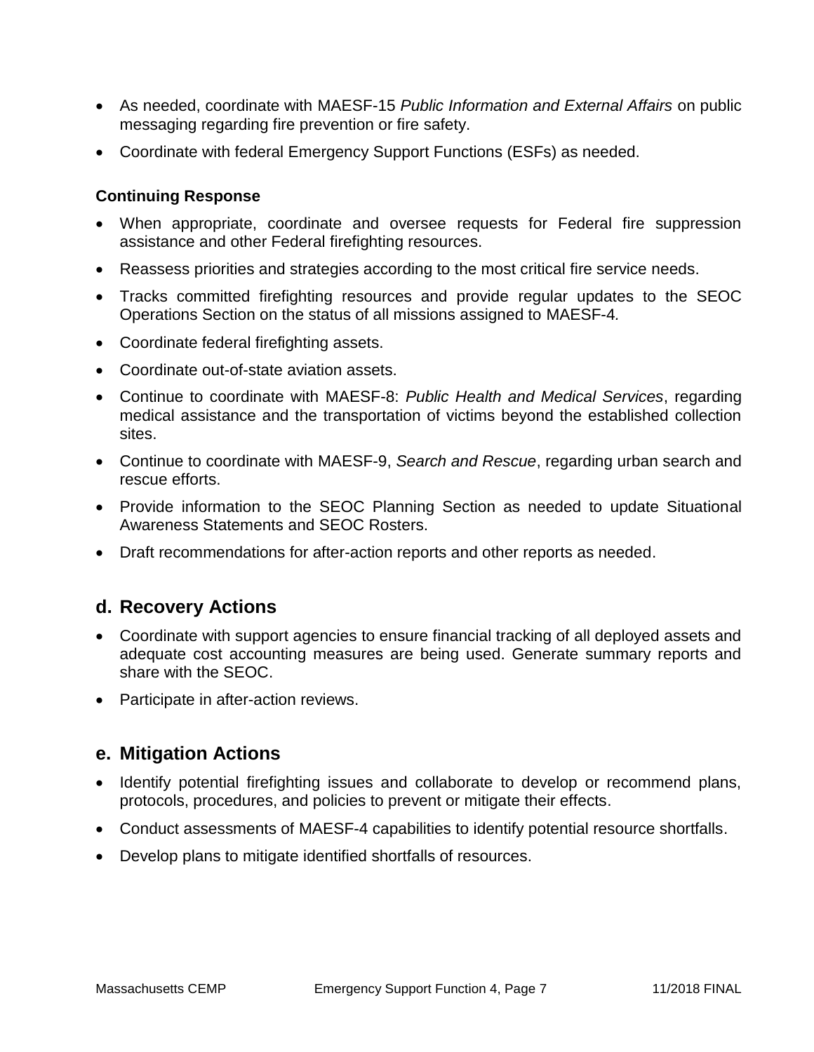- As needed, coordinate with MAESF-15 *Public Information and External Affairs* on public messaging regarding fire prevention or fire safety.
- Coordinate with federal Emergency Support Functions (ESFs) as needed.

**Continuing Response**

- When appropriate, coordinate and oversee requests for Federal fire suppression assistance and other Federal firefighting resources.
- Reassess priorities and strategies according to the most critical fire service needs.
- Tracks committed firefighting resources and provide regular updates to the SEOC Operations Section on the status of all missions assigned to MAESF-4.
- Coordinate federal firefighting assets.
- Coordinate out-of-state aviation assets.
- Continue to coordinate with MAESF-8: *Public Health and Medical Services*, regarding medical assistance and the transportation of victims beyond the established collection sites.
- Continue to coordinate with MAESF-9, *Search and Rescue*, regarding urban search and rescue efforts.
- Provide information to the SEOC Planning Section as needed to update Situational Awareness Statements and SEOC Rosters.
- Draft recommendations for after-action reports and other reports as needed.

## d. Recovery Actions

- Coordinate with support agencies to ensure financial tracking of all deployed assets and adequate cost accounting measures are being used. Generate summary reports and share with the SEOC.
- Participate in after-action reviews.

## e. Mitigation Actions

- Identify potential firefighting issues and collaborate to develop or recommend plans, protocols, procedures, and policies to prevent or mitigate their effects.
- Conduct assessments of MAESF-4 capabilities to identify potential resource shortfalls.
- Develop plans to mitigate identified shortfalls of resources.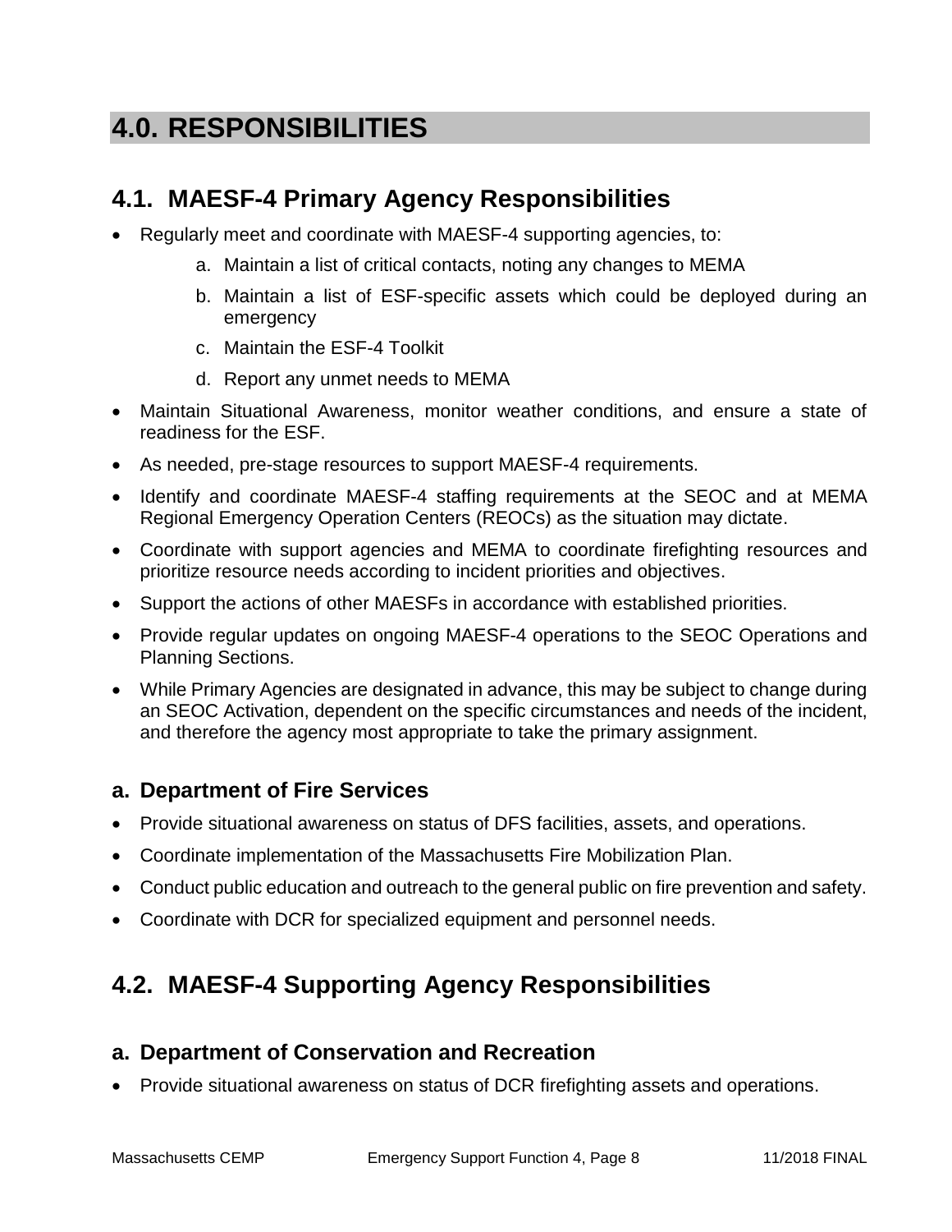# 4.0. RESPONSIBILITIES

## 4.1. MAESF-4 Primary Agency Responsibilities

- Regularly meet and coordinate with MAESF-4 supporting agencies, to:
    a. Maintain a list of critical contacts, noting any changes to MEMA
    b. Maintain a list of ESF-specific assets which could be deployed during an emergency
    c. Maintain the ESF-4 Toolkit
    d. Report any unmet needs to MEMA
- Maintain Situational Awareness, monitor weather conditions, and ensure a state of readiness for the ESF.
- As needed, pre-stage resources to support MAESF-4 requirements.
- Identify and coordinate MAESF-4 staffing requirements at the SEOC and at MEMA Regional Emergency Operation Centers (REOCs) as the situation may dictate.
- Coordinate with support agencies and MEMA to coordinate firefighting resources and prioritize resource needs according to incident priorities and objectives.
- Support the actions of other MAESFs in accordance with established priorities.
- Provide regular updates on ongoing MAESF-4 operations to the SEOC Operations and Planning Sections.
- While Primary Agencies are designated in advance, this may be subject to change during an SEOC Activation, dependent on the specific circumstances and needs of the incident, and therefore the agency most appropriate to take the primary assignment.

### a. Department of Fire Services

- Provide situational awareness on status of DFS facilities, assets, and operations.
- Coordinate implementation of the Massachusetts Fire Mobilization Plan.
- Conduct public education and outreach to the general public on fire prevention and safety.
- Coordinate with DCR for specialized equipment and personnel needs.

## 4.2. MAESF-4 Supporting Agency Responsibilities

### a. Department of Conservation and Recreation

- Provide situational awareness on status of DCR firefighting assets and operations.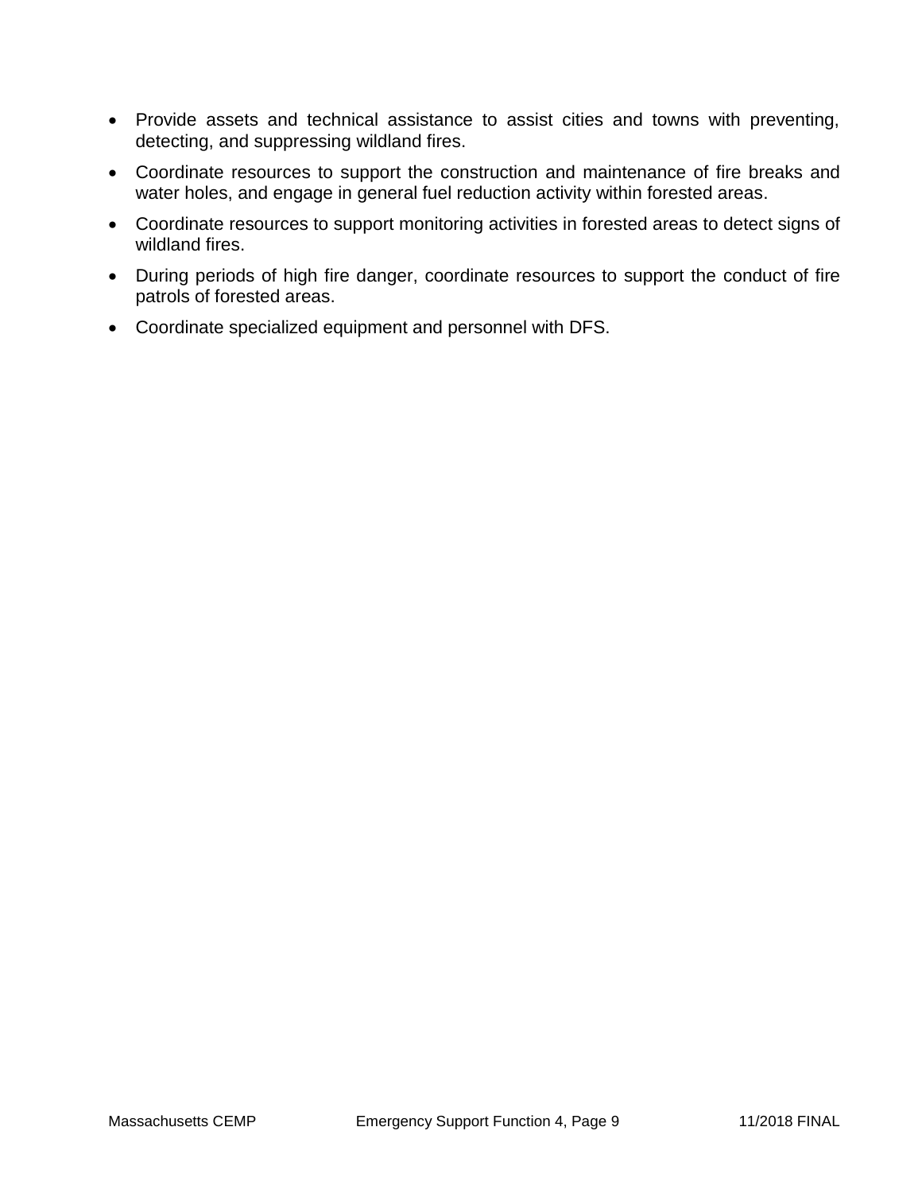- Provide assets and technical assistance to assist cities and towns with preventing, detecting, and suppressing wildland fires.
- Coordinate resources to support the construction and maintenance of fire breaks and water holes, and engage in general fuel reduction activity within forested areas.
- Coordinate resources to support monitoring activities in forested areas to detect signs of wildland fires.
- During periods of high fire danger, coordinate resources to support the conduct of fire patrols of forested areas.
- Coordinate specialized equipment and personnel with DFS.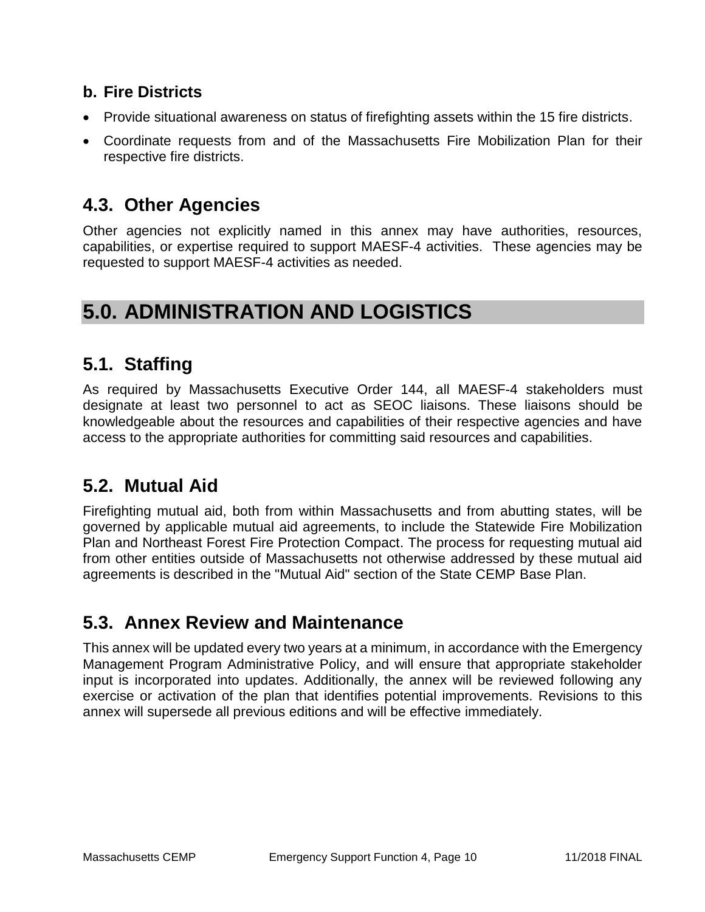**b. Fire Districts**

- Provide situational awareness on status of firefighting assets within the 15 fire districts.
- Coordinate requests from and of the Massachusetts Fire Mobilization Plan for their respective fire districts.

## 4.3. Other Agencies

Other agencies not explicitly named in this annex may have authorities, resources, capabilities, or expertise required to support MAESF-4 activities. These agencies may be requested to support MAESF-4 activities as needed.

# 5.0. ADMINISTRATION AND LOGISTICS

## 5.1. Staffing

As required by Massachusetts Executive Order 144, all MAESF-4 stakeholders must designate at least two personnel to act as SEOC liaisons. These liaisons should be knowledgeable about the resources and capabilities of their respective agencies and have access to the appropriate authorities for committing said resources and capabilities.

## 5.2. Mutual Aid

Firefighting mutual aid, both from within Massachusetts and from abutting states, will be governed by applicable mutual aid agreements, to include the Statewide Fire Mobilization Plan and Northeast Forest Fire Protection Compact. The process for requesting mutual aid from other entities outside of Massachusetts not otherwise addressed by these mutual aid agreements is described in the "Mutual Aid" section of the State CEMP Base Plan.

## 5.3. Annex Review and Maintenance

This annex will be updated every two years at a minimum, in accordance with the Emergency Management Program Administrative Policy, and will ensure that appropriate stakeholder input is incorporated into updates. Additionally, the annex will be reviewed following any exercise or activation of the plan that identifies potential improvements. Revisions to this annex will supersede all previous editions and will be effective immediately.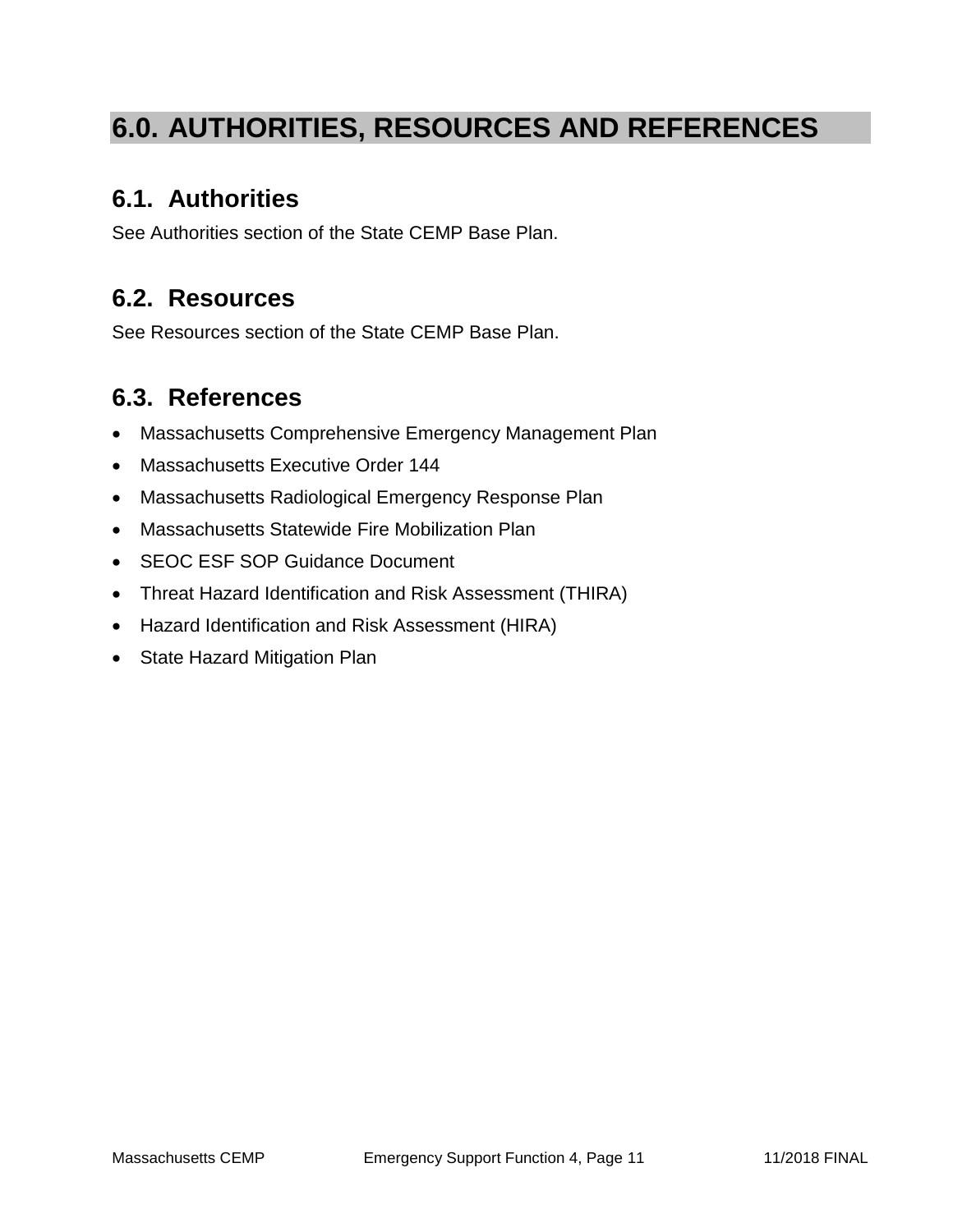# 6.0. AUTHORITIES, RESOURCES AND REFERENCES

## 6.1. Authorities

See Authorities section of the State CEMP Base Plan.

## 6.2. Resources

See Resources section of the State CEMP Base Plan.

## 6.3. References

- Massachusetts Comprehensive Emergency Management Plan
- Massachusetts Executive Order 144
- Massachusetts Radiological Emergency Response Plan
- Massachusetts Statewide Fire Mobilization Plan
- SEOC ESF SOP Guidance Document
- Threat Hazard Identification and Risk Assessment (THIRA)
- Hazard Identification and Risk Assessment (HIRA)
- State Hazard Mitigation Plan